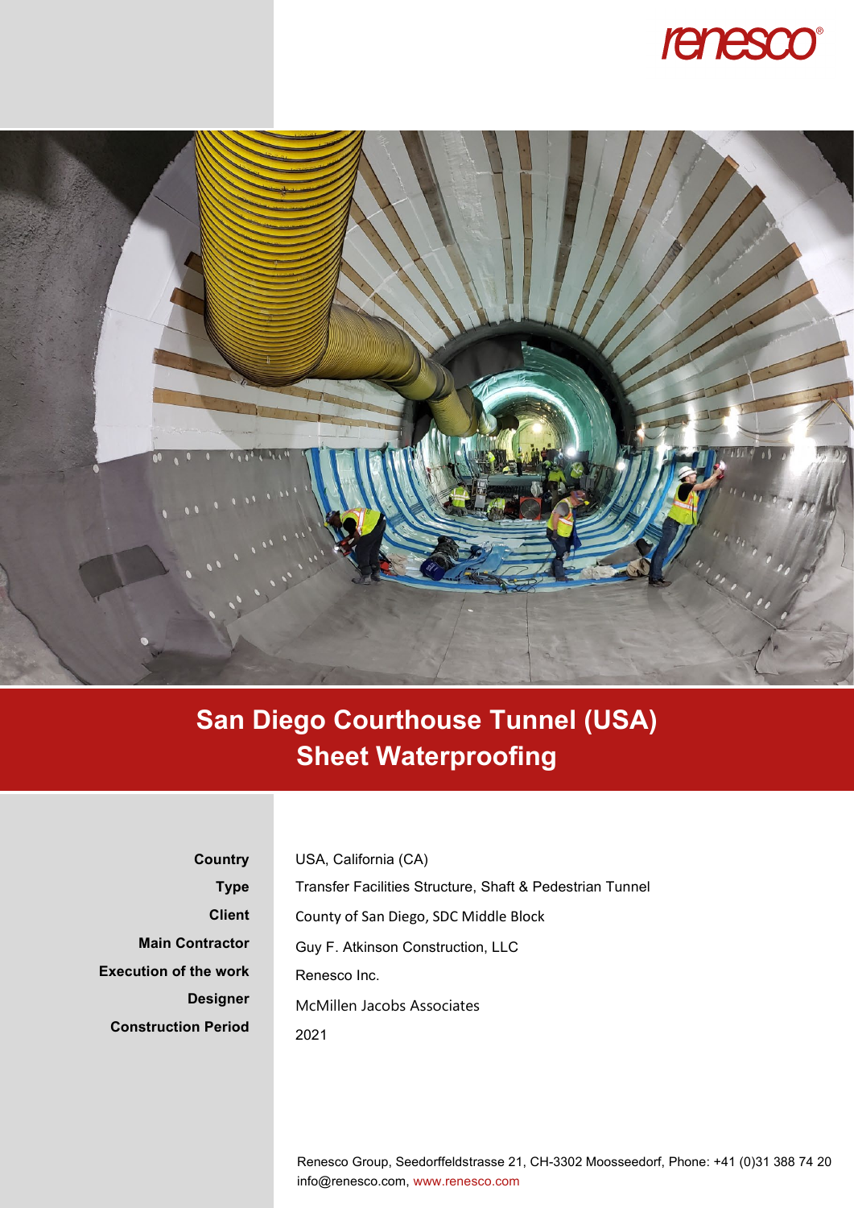renesco®

# San Diego Courthouse Tunnel (USA)
## Sheet Waterproofing

| | |
|---|---|
| **Country** | USA, California (CA) |
| **Type** | Transfer Facilities Structure, Shaft & Pedestrian Tunnel |
| **Client** | County of San Diego, SDC Middle Block |
| **Main Contractor** | Guy F. Atkinson Construction, LLC |
| **Execution of the work** | Renesco Inc. |
| **Designer** | McMillen Jacobs Associates |
| **Construction Period** | 2021 |

Renesco Group, Seedorffeldstrasse 21, CH-3302 Moosseedorf, Phone: +41 (0)31 388 74 20
info@renesco.com, www.renesco.com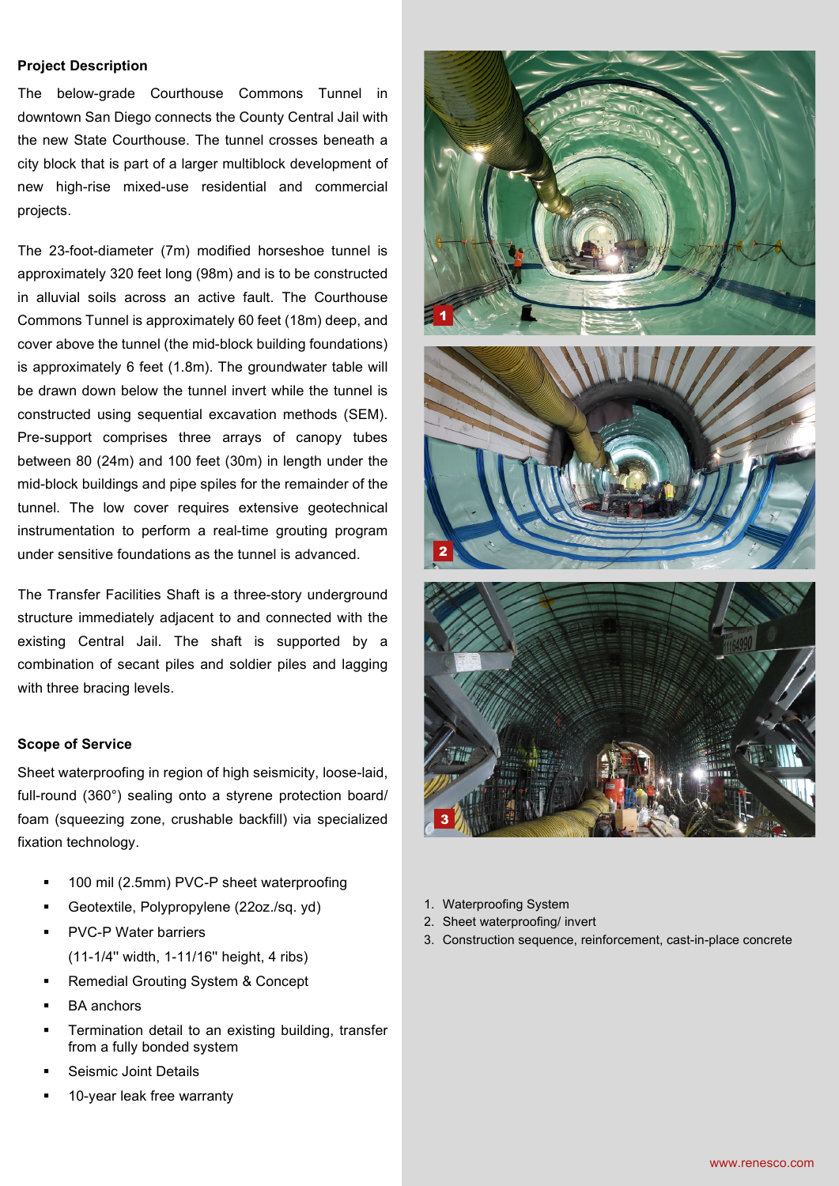## Project Description

The below-grade Courthouse Commons Tunnel in downtown San Diego connects the County Central Jail with the new State Courthouse. The tunnel crosses beneath a city block that is part of a larger multiblock development of new high-rise mixed-use residential and commercial projects.

The 23-foot-diameter (7m) modified horseshoe tunnel is approximately 320 feet long (98m) and is to be constructed in alluvial soils across an active fault. The Courthouse Commons Tunnel is approximately 60 feet (18m) deep, and cover above the tunnel (the mid-block building foundations) is approximately 6 feet (1.8m). The groundwater table will be drawn down below the tunnel invert while the tunnel is constructed using sequential excavation methods (SEM). Pre-support comprises three arrays of canopy tubes between 80 (24m) and 100 feet (30m) in length under the mid-block buildings and pipe spiles for the remainder of the tunnel. The low cover requires extensive geotechnical instrumentation to perform a real-time grouting program under sensitive foundations as the tunnel is advanced.

The Transfer Facilities Shaft is a three-story underground structure immediately adjacent to and connected with the existing Central Jail. The shaft is supported by a combination of secant piles and soldier piles and lagging with three bracing levels.

## Scope of Service

Sheet waterproofing in region of high seismicity, loose-laid, full-round (360°) sealing onto a styrene protection board/ foam (squeezing zone, crushable backfill) via specialized fixation technology.

- 100 mil (2.5mm) PVC-P sheet waterproofing
- Geotextile, Polypropylene (22oz./sq. yd)
- PVC-P Water barriers
  (11-1/4'' width, 1-11/16'' height, 4 ribs)
- Remedial Grouting System & Concept
- BA anchors
- Termination detail to an existing building, transfer from a fully bonded system
- Seismic Joint Details
- 10-year leak free warranty

1. Waterproofing System
2. Sheet waterproofing/ invert
3. Construction sequence, reinforcement, cast-in-place concrete